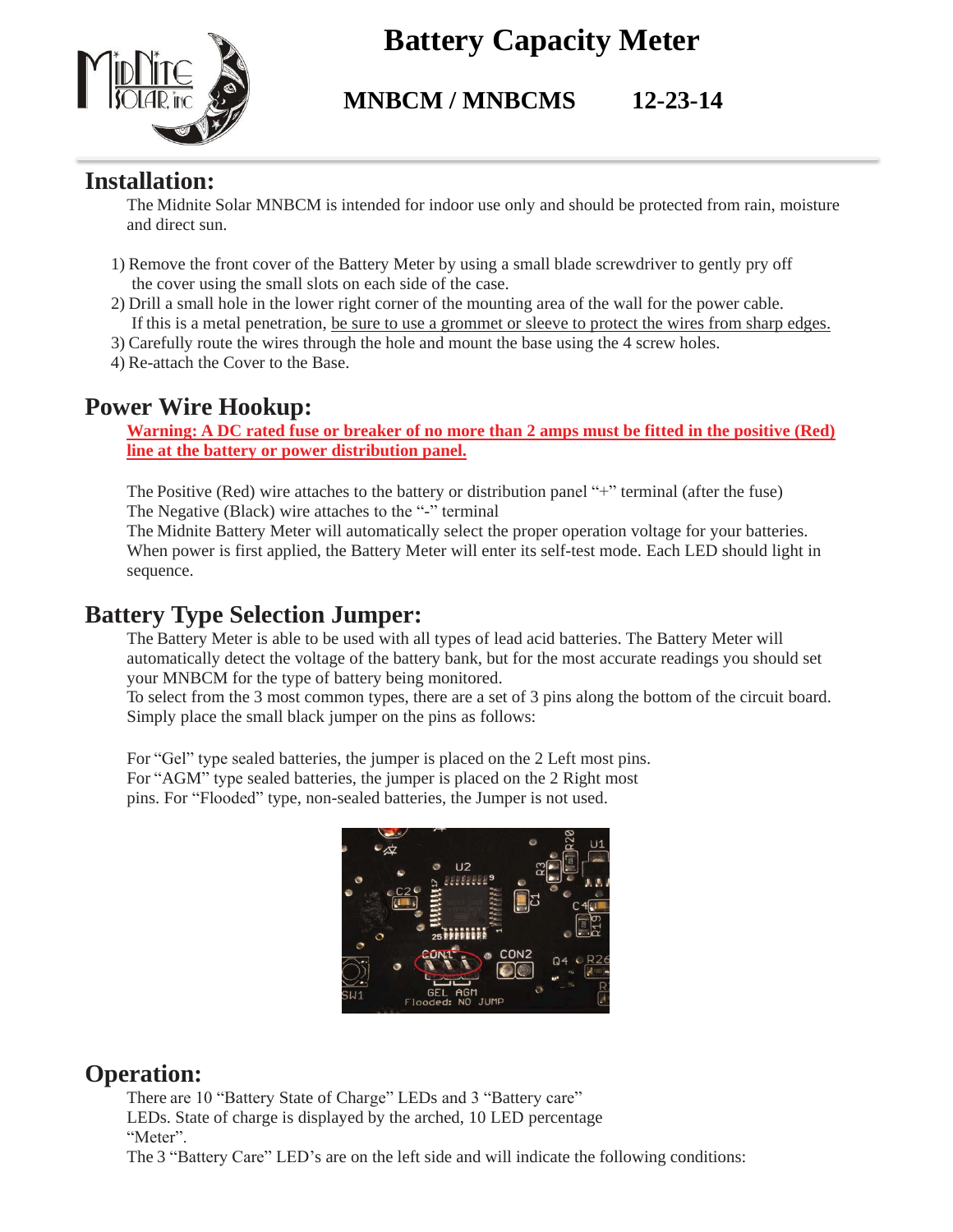# Battery Capacity Meter

## MNBCM / MNBCMS 12-23-14

## Installation:

The Midnite Solar MNBCM is intended for indoor use only and should be protected from rain, moisture and direct sun.

1) Remove the front cover of the Battery Meter by using a small blade screwdriver to gently pry off the cover using the small slots on each side of the case.
2) Drill a small hole in the lower right corner of the mounting area of the wall for the power cable. If this is a metal penetration, <u>be sure to use a grommet or sleeve to protect the wires from sharp edges.</u>
3) Carefully route the wires through the hole and mount the base using the 4 screw holes.
4) Re-attach the Cover to the Base.

## Power Wire Hookup:

**<u>Warning: A DC rated fuse or breaker of no more than 2 amps must be fitted in the positive (Red) line at the battery or power distribution panel.</u>**

The Positive (Red) wire attaches to the battery or distribution panel "+" terminal (after the fuse)
The Negative (Black) wire attaches to the "-" terminal
The Midnite Battery Meter will automatically select the proper operation voltage for your batteries. When power is first applied, the Battery Meter will enter its self-test mode. Each LED should light in sequence.

## Battery Type Selection Jumper:

The Battery Meter is able to be used with all types of lead acid batteries. The Battery Meter will automatically detect the voltage of the battery bank, but for the most accurate readings you should set your MNBCM for the type of battery being monitored.
To select from the 3 most common types, there are a set of 3 pins along the bottom of the circuit board. Simply place the small black jumper on the pins as follows:

For "Gel" type sealed batteries, the jumper is placed on the 2 Left most pins.
For "AGM" type sealed batteries, the jumper is placed on the 2 Right most pins. For "Flooded" type, non-sealed batteries, the Jumper is not used.

## Operation:

There are 10 "Battery State of Charge" LEDs and 3 "Battery care" LEDs. State of charge is displayed by the arched, 10 LED percentage "Meter".
The 3 "Battery Care" LED's are on the left side and will indicate the following conditions: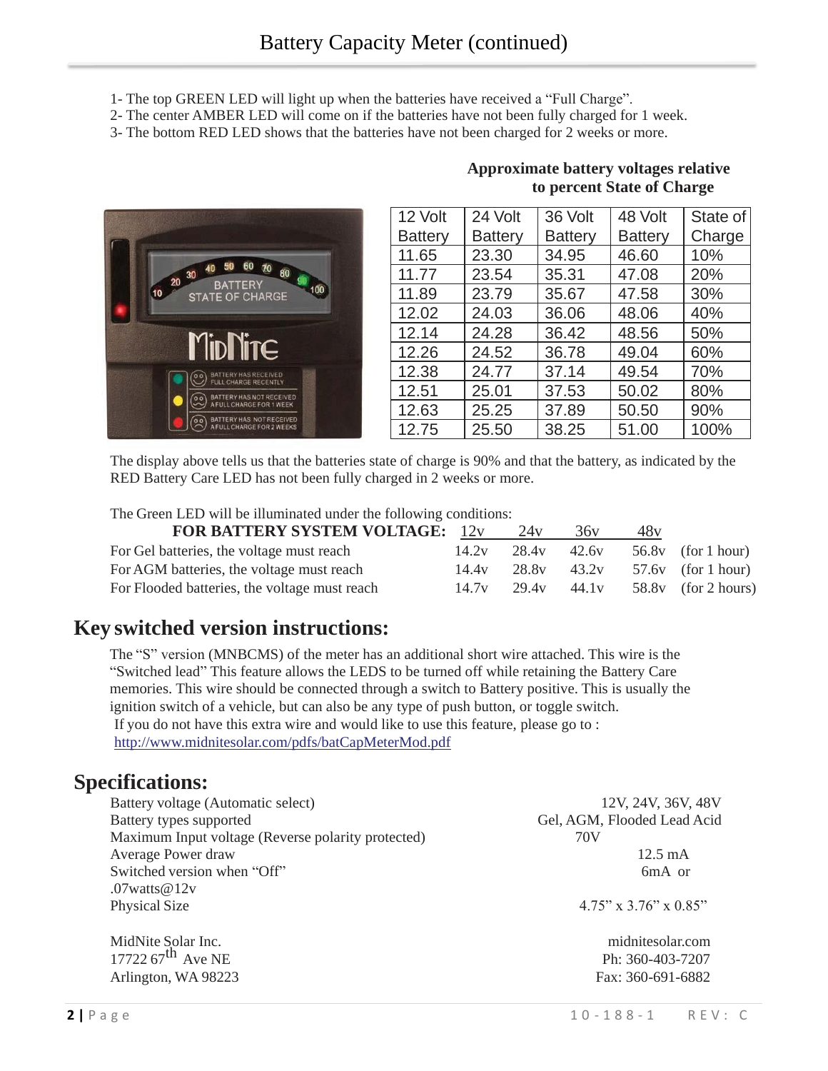# Battery Capacity Meter (continued)

1- The top GREEN LED will light up when the batteries have received a "Full Charge".
2- The center AMBER LED will come on if the batteries have not been fully charged for 1 week.
3- The bottom RED LED shows that the batteries have not been charged for 2 weeks or more.

**Approximate battery voltages relative to percent State of Charge**

| 12 Volt Battery | 24 Volt Battery | 36 Volt Battery | 48 Volt Battery | State of Charge |
|---|---|---|---|---|
| 11.65 | 23.30 | 34.95 | 46.60 | 10% |
| 11.77 | 23.54 | 35.31 | 47.08 | 20% |
| 11.89 | 23.79 | 35.67 | 47.58 | 30% |
| 12.02 | 24.03 | 36.06 | 48.06 | 40% |
| 12.14 | 24.28 | 36.42 | 48.56 | 50% |
| 12.26 | 24.52 | 36.78 | 49.04 | 60% |
| 12.38 | 24.77 | 37.14 | 49.54 | 70% |
| 12.51 | 25.01 | 37.53 | 50.02 | 80% |
| 12.63 | 25.25 | 37.89 | 50.50 | 90% |
| 12.75 | 25.50 | 38.25 | 51.00 | 100% |

The display above tells us that the batteries state of charge is 90% and that the battery, as indicated by the RED Battery Care LED has not been fully charged in 2 weeks or more.

The Green LED will be illuminated under the following conditions:

| FOR BATTERY SYSTEM VOLTAGE: | 12v | 24v | 36v | 48v | |
|---|---|---|---|---|---|
| For Gel batteries, the voltage must reach | 14.2v | 28.4v | 42.6v | 56.8v | (for 1 hour) |
| For AGM batteries, the voltage must reach | 14.4v | 28.8v | 43.2v | 57.6v | (for 1 hour) |
| For Flooded batteries, the voltage must reach | 14.7v | 29.4v | 44.1v | 58.8v | (for 2 hours) |

## Key switched version instructions:

The "S" version (MNBCMS) of the meter has an additional short wire attached. This wire is the "Switched lead" This feature allows the LEDS to be turned off while retaining the Battery Care memories. This wire should be connected through a switch to Battery positive. This is usually the ignition switch of a vehicle, but can also be any type of push button, or toggle switch.
If you do not have this extra wire and would like to use this feature, please go to :
http://www.midnitesolar.com/pdfs/batCapMeterMod.pdf

## Specifications:

| | |
|---|---|
| Battery voltage (Automatic select) | 12V, 24V, 36V, 48V |
| Battery types supported | Gel, AGM, Flooded Lead Acid |
| Maximum Input voltage (Reverse polarity protected) | 70V |
| Average Power draw | 12.5 mA |
| Switched version when "Off" | 6mA or .07watts@12v |
| Physical Size | 4.75" x 3.76" x 0.85" |

MidNite Solar Inc.
17722 67th Ave NE
Arlington, WA 98223

midnitesolar.com
Ph: 360-403-7207
Fax: 360-691-6882